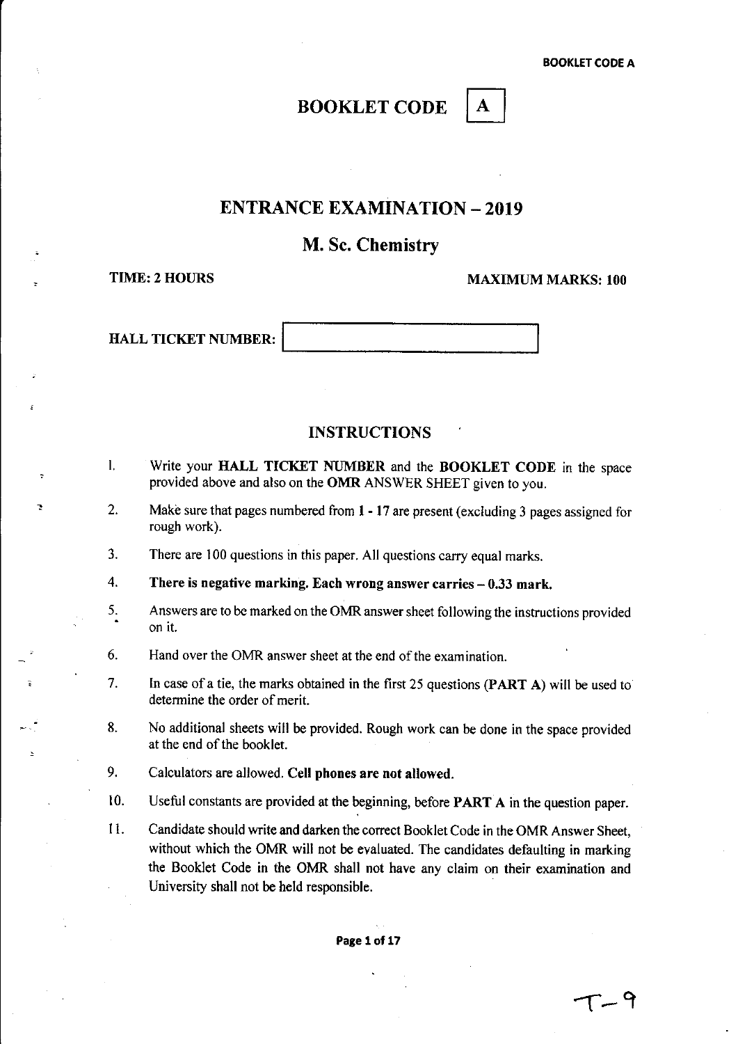# BOOKLET CODE A

## ENTRANCE EXAMINATION – 2019

## M. Sc. Chemistry

**TIME: 2 HOURS** **MAXIMUM MARKS: 100**

**HALL TICKET NUMBER:**

### INSTRUCTIONS

1. Write your **HALL TICKET NUMBER** and the **BOOKLET CODE** in the space provided above and also on the **OMR** ANSWER SHEET given to you.
2. Make sure that pages numbered from **1 - 17** are present (excluding 3 pages assigned for rough work).
3. There are 100 questions in this paper. All questions carry equal marks.
4. **There is negative marking. Each wrong answer carries – 0.33 mark.**
5. Answers are to be marked on the OMR answer sheet following the instructions provided on it.
6. Hand over the OMR answer sheet at the end of the examination.
7. In case of a tie, the marks obtained in the first 25 questions (**PART A**) will be used to determine the order of merit.
8. No additional sheets will be provided. Rough work can be done in the space provided at the end of the booklet.
9. Calculators are allowed. **Cell phones are not allowed.**
10. Useful constants are provided at the beginning, before **PART A** in the question paper.
11. Candidate should write and darken the correct Booklet Code in the OMR Answer Sheet, without which the OMR will not be evaluated. The candidates defaulting in marking the Booklet Code in the OMR shall not have any claim on their examination and University shall not be held responsible.

T-9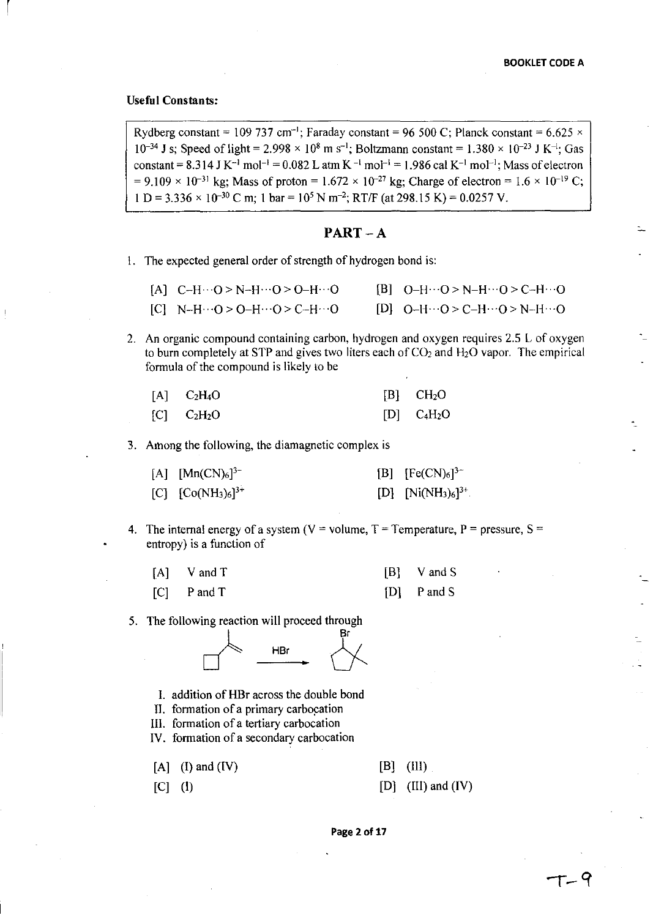**Useful Constants:**

Rydberg constant = 109 737 $cm^{-1}$; Faraday constant = 96 500 C; Planck constant = $6.625 \times 10^{-34}$ J s; Speed of light = $2.998 \times 10^{8}$ m $s^{-1}$; Boltzmann constant = $1.380 \times 10^{-23}$ J $K^{-1}$; Gas constant = 8.314 J $K^{-1}$ $mol^{-1}$ = 0.082 L atm $K^{-1}$ $mol^{-1}$ = 1.986 cal $K^{-1}$ $mol^{-1}$; Mass of electron = $9.109 \times 10^{-31}$ kg; Mass of proton = $1.672 \times 10^{-27}$ kg; Charge of electron = $1.6 \times 10^{-19}$ C; 1 D = $3.336 \times 10^{-30}$ C m; 1 bar = $10^{5}$ N $m^{-2}$; RT/F (at 298.15 K) = 0.0257 V.

## PART – A

1. The expected general order of strength of hydrogen bond is:

   [A] C–H···O > N–H···O > O–H···O  
   [B] O–H···O > N–H···O > C–H···O  
   [C] N–H···O > O–H···O > C–H···O  
   [D] O–H···O > C–H···O > N–H···O

2. An organic compound containing carbon, hydrogen and oxygen requires 2.5 L of oxygen to burn completely at STP and gives two liters each of $CO_2$ and $H_2O$ vapor. The empirical formula of the compound is likely to be

   [A] $C_2H_4O$  
   [B] $CH_2O$  
   [C] $C_2H_2O$  
   [D] $C_4H_2O$

3. Among the following, the diamagnetic complex is

   [A] $[Mn(CN)_6]^{3-}$  
   [B] $[Fe(CN)_6]^{3-}$  
   [C] $[Co(NH_3)_6]^{3+}$  
   [D] $[Ni(NH_3)_6]^{3+}$

4. The internal energy of a system (V = volume, T = Temperature, P = pressure, S = entropy) is a function of

   [A] V and T  
   [B] V and S  
   [C] P and T  
   [D] P and S

5. The following reaction will proceed through

   (isopropylidenecyclobutane $\xrightarrow{HBr}$ 1-bromo-2,2-dimethylcyclopentane)

   I. addition of HBr across the double bond  
   II. formation of a primary carbocation  
   III. formation of a tertiary carbocation  
   IV. formation of a secondary carbocation

   [A] (I) and (IV)  
   [B] (III)  
   [C] (I)  
   [D] (III) and (IV)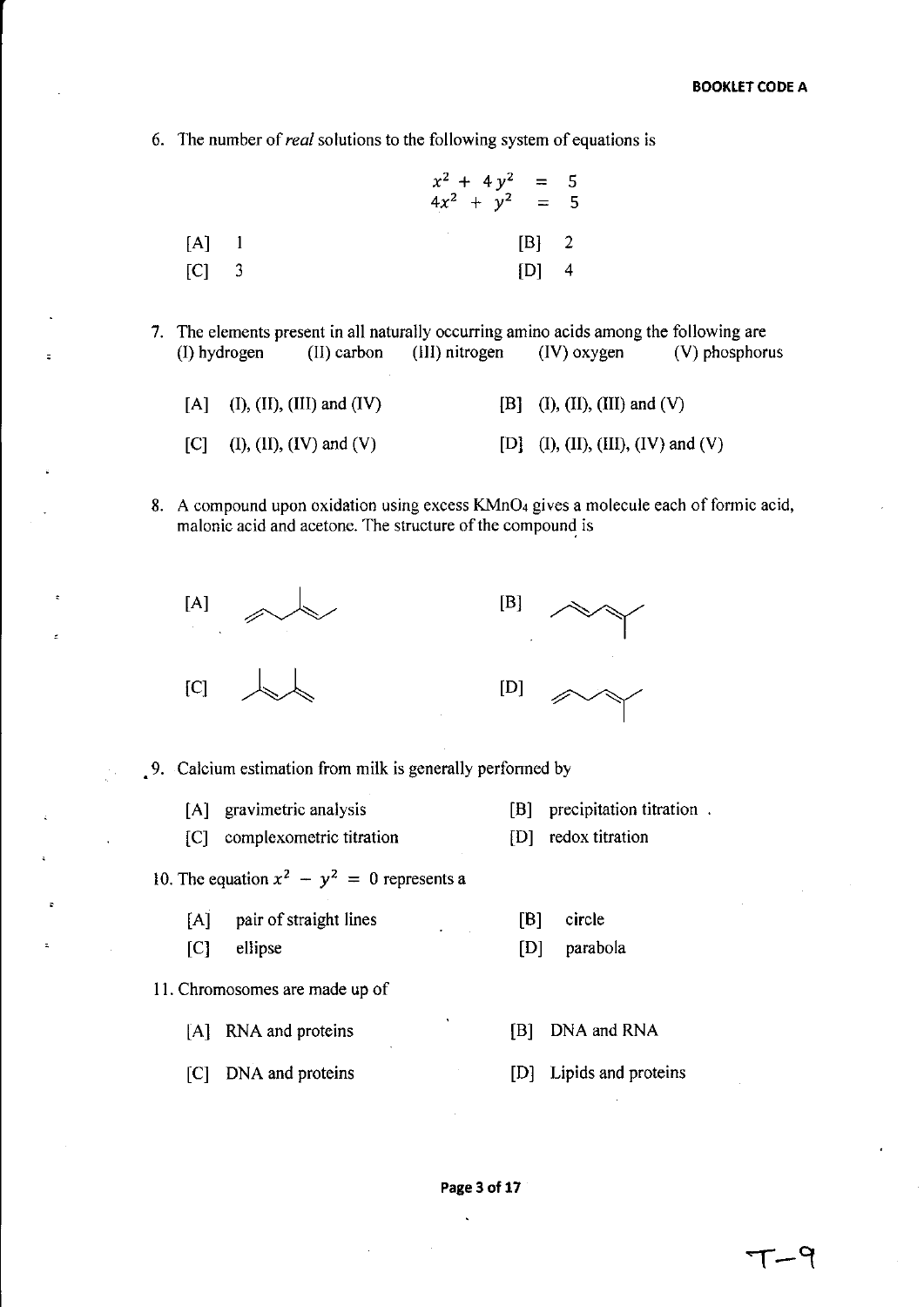6. The number of *real* solutions to the following system of equations is

$$\begin{aligned} x^2 + 4y^2 &= 5 \\ 4x^2 + y^2 &= 5 \end{aligned}$$

[A] 1 [B] 2

[C] 3 [D] 4

7. The elements present in all naturally occurring amino acids among the following are
(I) hydrogen (II) carbon (III) nitrogen (IV) oxygen (V) phosphorus

[A] (I), (II), (III) and (IV) [B] (I), (II), (III) and (V)

[C] (I), (II), (IV) and (V) [D] (I), (II), (III), (IV) and (V)

8. A compound upon oxidation using excess $KMnO_4$ gives a molecule each of formic acid, malonic acid and acetone. The structure of the compound is

[A] [B]

[C] [D]

9. Calcium estimation from milk is generally performed by

[A] gravimetric analysis [B] precipitation titration

[C] complexometric titration [D] redox titration

10. The equation $x^2 - y^2 = 0$ represents a

[A] pair of straight lines [B] circle

[C] ellipse [D] parabola

11. Chromosomes are made up of

[A] RNA and proteins [B] DNA and RNA

[C] DNA and proteins [D] Lipids and proteins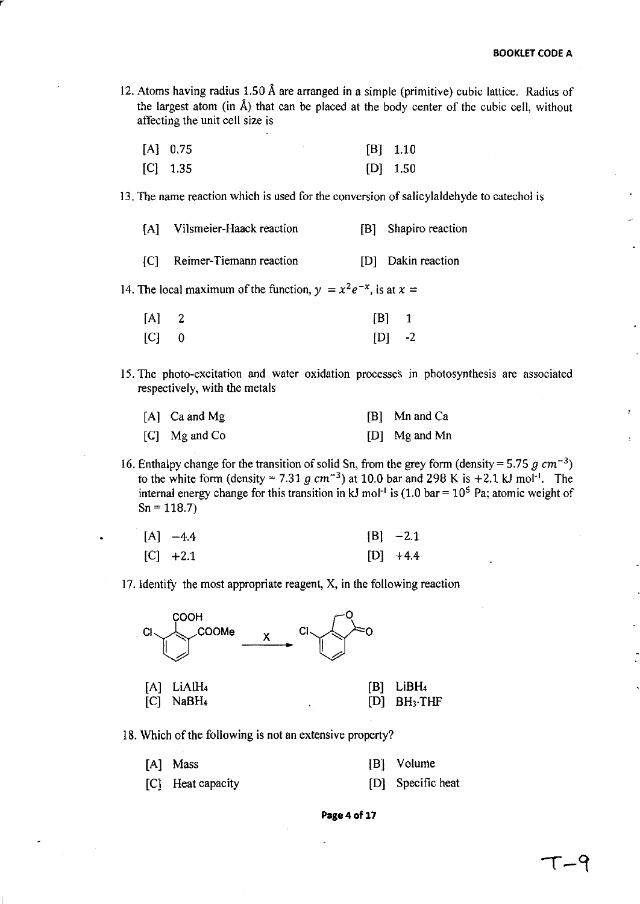12. Atoms having radius 1.50 Å are arranged in a simple (primitive) cubic lattice. Radius of the largest atom (in Å) that can be placed at the body center of the cubic cell, without affecting the unit cell size is

[A] 0.75  [B] 1.10
[C] 1.35  [D] 1.50

13. The name reaction which is used for the conversion of salicylaldehyde to catechol is

[A] Vilsmeier-Haack reaction  [B] Shapiro reaction
[C] Reimer-Tiemann reaction  [D] Dakin reaction

14. The local maximum of the function, $y = x^2e^{-x}$, is at $x$ =

[A] 2  [B] 1
[C] 0  [D] -2

15. The photo-excitation and water oxidation processes in photosynthesis are associated respectively, with the metals

[A] Ca and Mg  [B] Mn and Ca
[C] Mg and Co  [D] Mg and Mn

16. Enthalpy change for the transition of solid Sn, from the grey form (density = 5.75 $g\ cm^{-3}$) to the white form (density = 7.31 $g\ cm^{-3}$) at 10.0 bar and 298 K is +2.1 kJ mol$^{-1}$. The internal energy change for this transition in kJ mol$^{-1}$ is (1.0 bar = $10^5$ Pa; atomic weight of Sn = 118.7)

[A] −4.4  [B] −2.1
[C] +2.1  [D] +4.4

17. Identify the most appropriate reagent, X, in the following reaction

(Reaction: 3-chloro-2-(methoxycarbonyl)benzoic acid (Cl, COOH, COOMe on benzene ring) $\xrightarrow{X}$ chloro-substituted phthalide (lactone))

[A] $LiAlH_4$  [B] $LiBH_4$
[C] $NaBH_4$  [D] $BH_3{\cdot}THF$

18. Which of the following is not an extensive property?

[A] Mass  [B] Volume
[C] Heat capacity  [D] Specific heat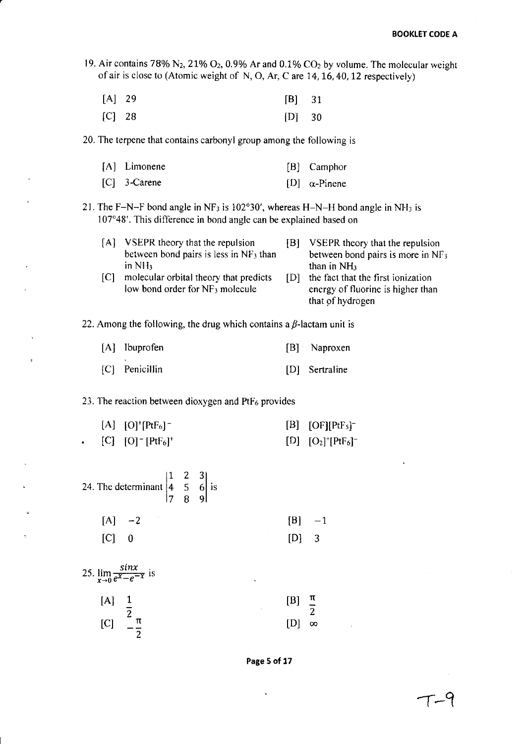19. Air contains 78% $N_2$, 21% $O_2$, 0.9% Ar and 0.1% $CO_2$ by volume. The molecular weight of air is close to (Atomic weight of N, O, Ar, C are 14, 16, 40, 12 respectively)

[A] 29 [B] 31

[C] 28 [D] 30

20. The terpene that contains carbonyl group among the following is

[A] Limonene [B] Camphor

[C] 3-Carene [D] $\alpha$-Pinene

21. The F–N–F bond angle in $NF_3$ is 102°30′, whereas H–N–H bond angle in $NH_3$ is 107°48′. This difference in bond angle can be explained based on

[A] VSEPR theory that the repulsion between bond pairs is less in $NF_3$ than in $NH_3$

[B] VSEPR theory that the repulsion between bond pairs is more in $NF_3$ than in $NH_3$

[C] molecular orbital theory that predicts low bond order for $NF_3$ molecule

[D] the fact that the first ionization energy of fluorine is higher than that of hydrogen

22. Among the following, the drug which contains a $\beta$-lactam unit is

[A] Ibuprofen [B] Naproxen

[C] Penicillin [D] Sertraline

23. The reaction between dioxygen and $PtF_6$ provides

[A] $[O]^+[PtF_6]^-$ [B] $[OF][PtF_5]^-$

[C] $[O]^-[PtF_6]^+$ [D] $[O_2]^+[PtF_6]^-$

24. The determinant $\begin{vmatrix} 1 & 2 & 3 \\ 4 & 5 & 6 \\ 7 & 8 & 9 \end{vmatrix}$ is

[A] $-2$ [B] $-1$

[C] $0$ [D] $3$

25. $\lim_{x \to 0} \frac{\sin x}{e^x - e^{-x}}$ is

[A] $\frac{1}{2}$ [B] $\frac{\pi}{2}$

[C] $-\frac{\pi}{2}$ [D] $\infty$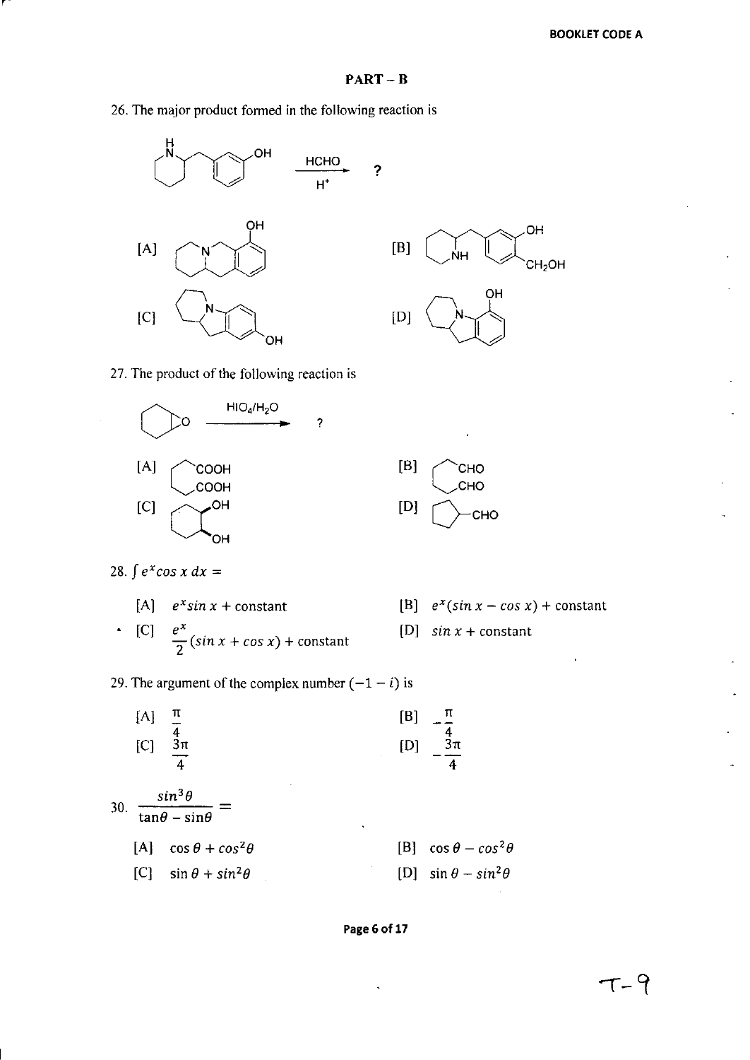## PART – B

26. The major product formed in the following reaction is

[A]

[B]

[C]

[D]

27. The product of the following reaction is

$\xrightarrow{HIO_4/H_2O}$ ?

[A]

[B]

[C]

[D]

28. $\int e^x \cos x \, dx =$

[A] $e^x \sin x$ + constant

[B] $e^x(\sin x - \cos x)$ + constant

[C] $\frac{e^x}{2}(\sin x + \cos x)$ + constant

[D] $\sin x$ + constant

29. The argument of the complex number $(-1 - i)$ is

[A] $\frac{\pi}{4}$

[B] $-\frac{\pi}{4}$

[C] $\frac{3\pi}{4}$

[D] $-\frac{3\pi}{4}$

30. $\frac{\sin^3\theta}{\tan\theta - \sin\theta} =$

[A] $\cos\theta + \cos^2\theta$

[B] $\cos\theta - \cos^2\theta$

[C] $\sin\theta + \sin^2\theta$

[D] $\sin\theta - \sin^2\theta$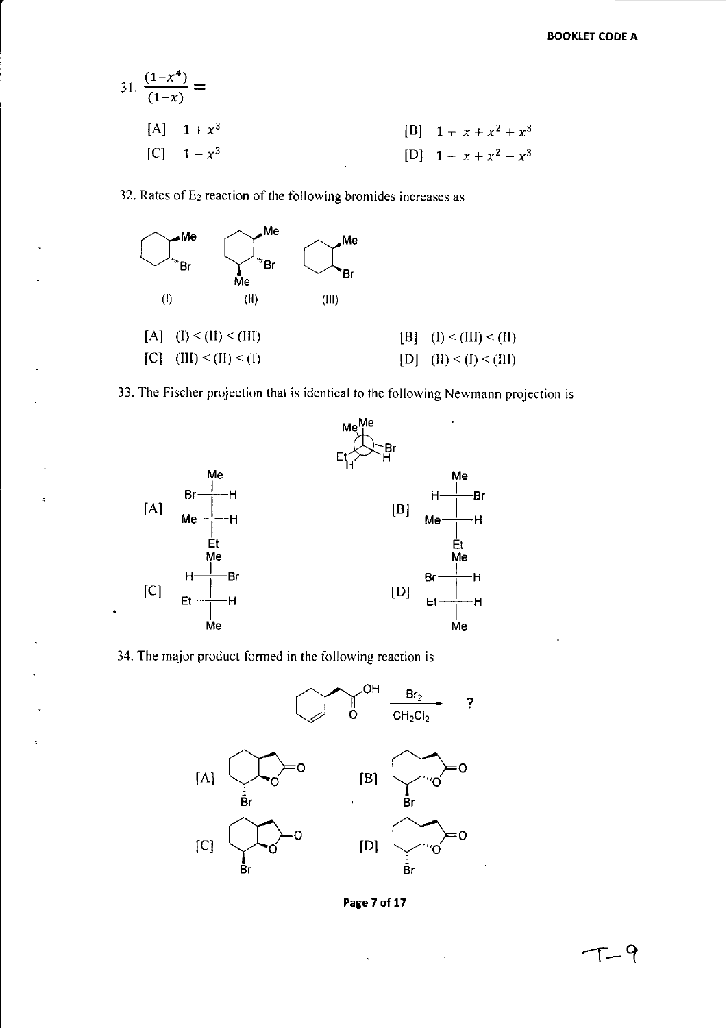31. $\frac{(1-x^4)}{(1-x)} =$

[A] $1 + x^3$

[B] $1 + x + x^2 + x^3$

[C] $1 - x^3$

[D] $1 - x + x^2 - x^3$

32. Rates of $E_2$ reaction of the following bromides increases as

(I) (II) (III)

[A] (I) < (II) < (III)

[B] (I) < (III) < (II)

[C] (III) < (II) < (I)

[D] (II) < (I) < (III)

33. The Fischer projection that is identical to the following Newmann projection is

[A]

[B]

[C]

[D]

34. The major product formed in the following reaction is

$\xrightarrow[\text{CH}_2\text{Cl}_2]{\text{Br}_2}$ ?

[A]

[B]

[C]

[D]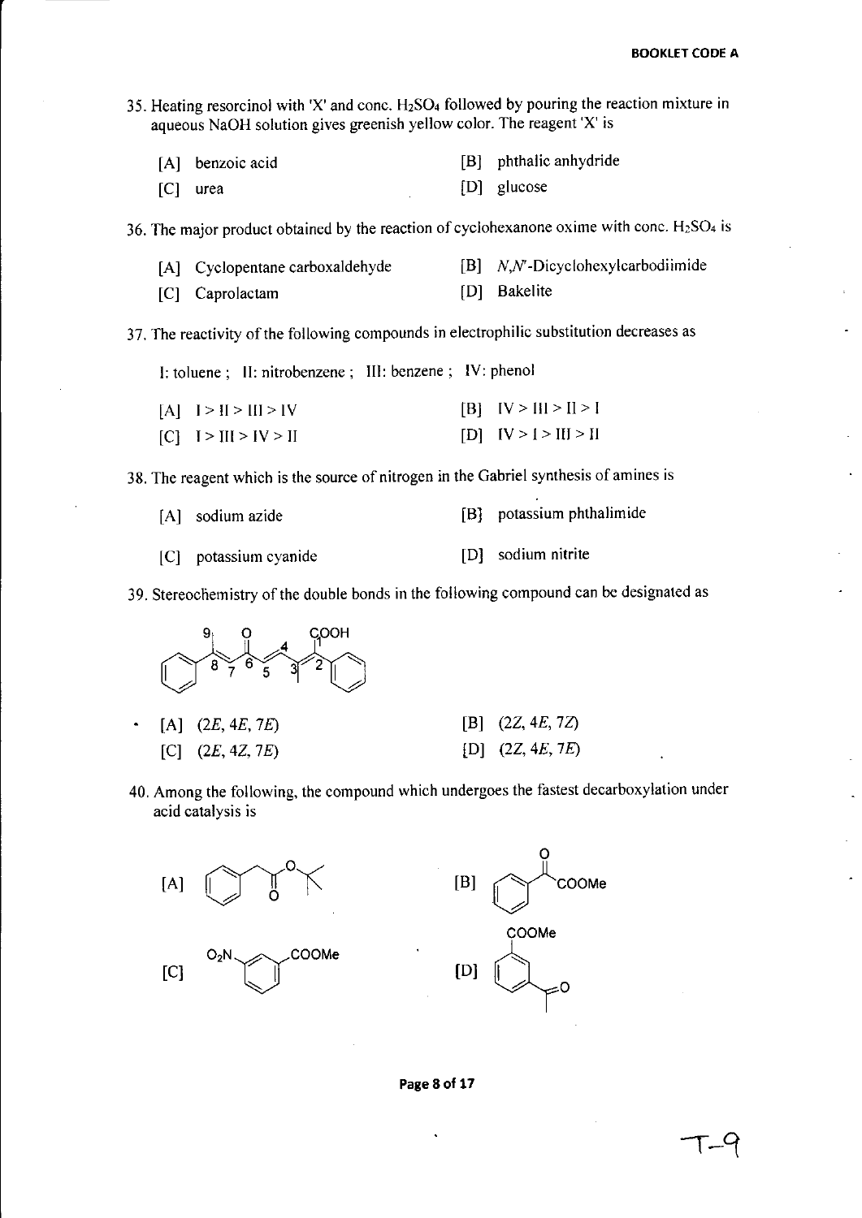35. Heating resorcinol with 'X' and conc. $H_2SO_4$ followed by pouring the reaction mixture in aqueous NaOH solution gives greenish yellow color. The reagent 'X' is

[A] benzoic acid  [B] phthalic anhydride

[C] urea  [D] glucose

36. The major product obtained by the reaction of cyclohexanone oxime with conc. $H_2SO_4$ is

[A] Cyclopentane carboxaldehyde  [B] *N,N'*-Dicyclohexylcarbodiimide

[C] Caprolactam  [D] Bakelite

37. The reactivity of the following compounds in electrophilic substitution decreases as

I: toluene ; II: nitrobenzene ; III: benzene ; IV: phenol

[A] I > II > III > IV  [B] IV > III > II > I

[C] I > III > IV > II  [D] IV > I > III > II

38. The reagent which is the source of nitrogen in the Gabriel synthesis of amines is

[A] sodium azide  [B] potassium phthalimide

[C] potassium cyanide  [D] sodium nitrite

39. Stereochemistry of the double bonds in the following compound can be designated as

[A] (2*E*, 4*E*, 7*E*)  [B] (2*Z*, 4*E*, 7*Z*)

[C] (2*E*, 4*Z*, 7*E*)  [D] (2*Z*, 4*E*, 7*E*)

40. Among the following, the compound which undergoes the fastest decarboxylation under acid catalysis is

[A]  [B]

[C]  [D]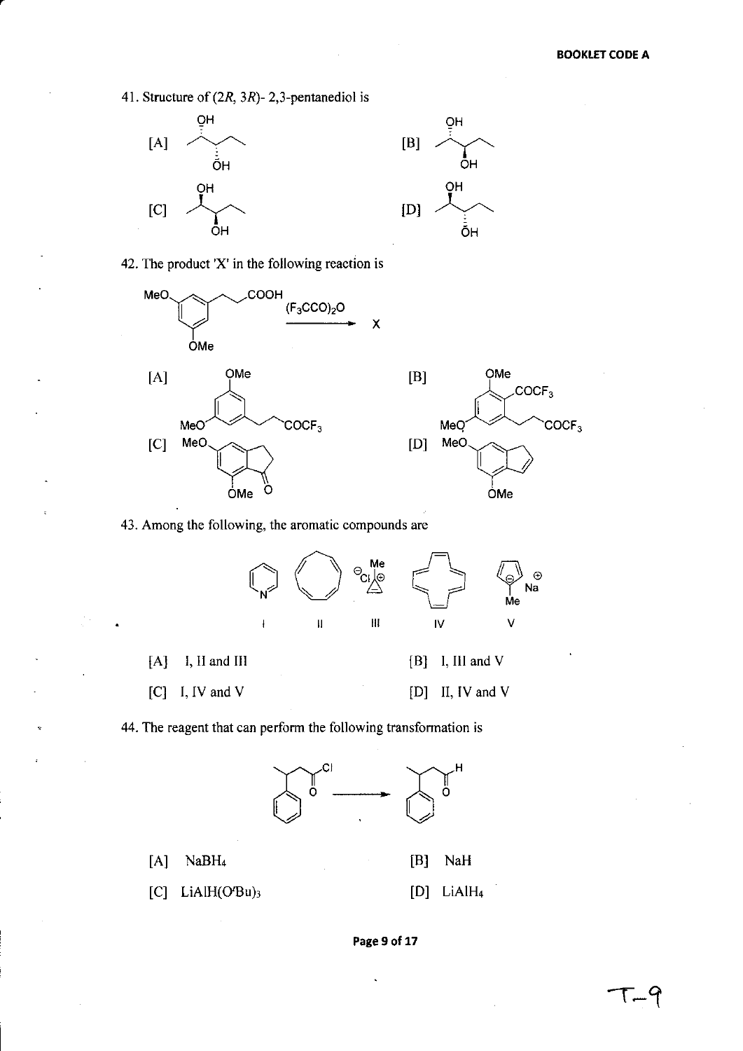41. Structure of (2*R*, 3*R*)- 2,3-pentanediol is

[A] &nbsp;&nbsp;&nbsp;&nbsp;&nbsp;&nbsp;&nbsp;&nbsp;&nbsp;&nbsp;&nbsp;&nbsp; [B]

[C] &nbsp;&nbsp;&nbsp;&nbsp;&nbsp;&nbsp;&nbsp;&nbsp;&nbsp;&nbsp;&nbsp;&nbsp; [D]

42. The product 'X' in the following reaction is

$$\xrightarrow{(F_3CCO)_2O} X$$

[A] &nbsp;&nbsp;&nbsp;&nbsp;&nbsp;&nbsp;&nbsp;&nbsp;&nbsp;&nbsp;&nbsp;&nbsp; [B]

[C] &nbsp;&nbsp;&nbsp;&nbsp;&nbsp;&nbsp;&nbsp;&nbsp;&nbsp;&nbsp;&nbsp;&nbsp; [D]

43. Among the following, the aromatic compounds are

I &nbsp;&nbsp;&nbsp; II &nbsp;&nbsp;&nbsp; III &nbsp;&nbsp;&nbsp; IV &nbsp;&nbsp;&nbsp; V

[A] I, II and III &nbsp;&nbsp;&nbsp;&nbsp;&nbsp;&nbsp;&nbsp;&nbsp;&nbsp;&nbsp;&nbsp;&nbsp; [B] I, III and V

[C] I, IV and V &nbsp;&nbsp;&nbsp;&nbsp;&nbsp;&nbsp;&nbsp;&nbsp;&nbsp;&nbsp;&nbsp;&nbsp; [D] II, IV and V

44. The reagent that can perform the following transformation is

[A] $NaBH_4$ &nbsp;&nbsp;&nbsp;&nbsp;&nbsp;&nbsp;&nbsp;&nbsp;&nbsp;&nbsp;&nbsp;&nbsp; [B] NaH

[C] $LiAlH(O^tBu)_3$ &nbsp;&nbsp;&nbsp;&nbsp;&nbsp;&nbsp;&nbsp;&nbsp;&nbsp;&nbsp;&nbsp;&nbsp; [D] $LiAlH_4$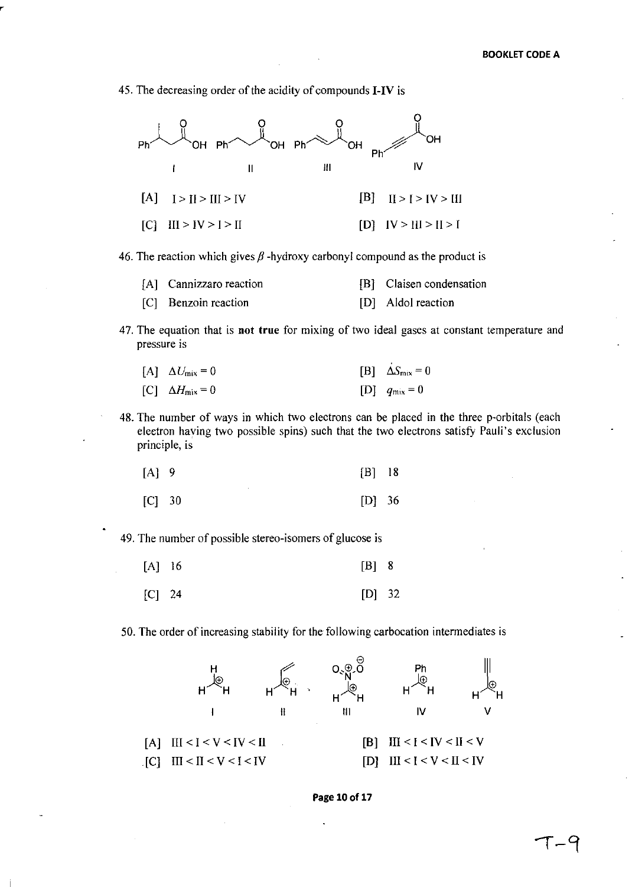45. The decreasing order of the acidity of compounds **I-IV** is

I, II, III, IV

[A] I > II > III > IV  [B] II > I > IV > III

[C] III > IV > I > II  [D] IV > III > II > I

46. The reaction which gives $\beta$-hydroxy carbonyl compound as the product is

[A] Cannizzaro reaction  [B] Claisen condensation

[C] Benzoin reaction  [D] Aldol reaction

47. The equation that is **not true** for mixing of two ideal gases at constant temperature and pressure is

[A] $\Delta U_{\text{mix}} = 0$  [B] $\Delta S_{\text{mix}} = 0$

[C] $\Delta H_{\text{mix}} = 0$  [D] $q_{\text{mix}} = 0$

48. The number of ways in which two electrons can be placed in the three p-orbitals (each electron having two possible spins) such that the two electrons satisfy Pauli's exclusion principle, is

[A] 9  [B] 18

[C] 30  [D] 36

49. The number of possible stereo-isomers of glucose is

[A] 16  [B] 8

[C] 24  [D] 32

50. The order of increasing stability for the following carbocation intermediates is

I, II, III, IV, V

[A] III < I < V < IV < II  [B] III < I < IV < II < V

[C] III < II < V < I < IV  [D] III < I < V < II < IV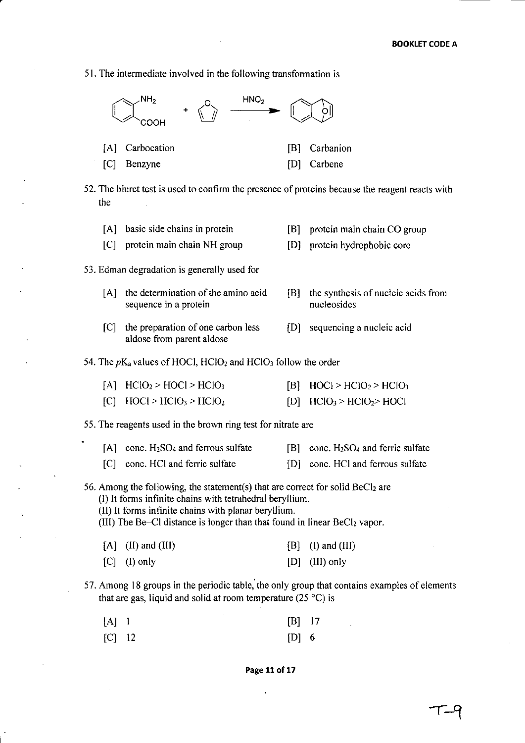51. The intermediate involved in the following transformation is

(Reaction scheme: anthranilic acid ($NH_2$, $COOH$ substituted benzene) + furan $\xrightarrow{HNO_2}$ oxygen-bridged bicyclic product)

[A] Carbocation

[B] Carbanion

[C] Benzyne

[D] Carbene

52. The biuret test is used to confirm the presence of proteins because the reagent reacts with the

[A] basic side chains in protein

[B] protein main chain CO group

[C] protein main chain NH group

[D] protein hydrophobic core

53. Edman degradation is generally used for

[A] the determination of the amino acid sequence in a protein

[B] the synthesis of nucleic acids from nucleosides

[C] the preparation of one carbon less aldose from parent aldose

[D] sequencing a nucleic acid

54. The $pK_a$ values of HOCl, $HClO_2$ and $HClO_3$ follow the order

[A] $HClO_2 > HOCl > HClO_3$

[B] $HOCl > HClO_2 > HClO_3$

[C] $HOCl > HClO_3 > HClO_2$

[D] $HClO_3 > HClO_2 > HOCl$

55. The reagents used in the brown ring test for nitrate are

[A] conc. $H_2SO_4$ and ferrous sulfate

[B] conc. $H_2SO_4$ and ferric sulfate

[C] conc. HCl and ferric sulfate

[D] conc. HCl and ferrous sulfate

56. Among the following, the statement(s) that are correct for solid $BeCl_2$ are

(I) It forms infinite chains with tetrahedral beryllium.

(II) It forms infinite chains with planar beryllium.

(III) The Be–Cl distance is longer than that found in linear $BeCl_2$ vapor.

[A] (II) and (III)

[B] (I) and (III)

[C] (I) only

[D] (III) only

57. Among 18 groups in the periodic table, the only group that contains examples of elements that are gas, liquid and solid at room temperature (25 °C) is

[A] 1

[B] 17

[C] 12

[D] 6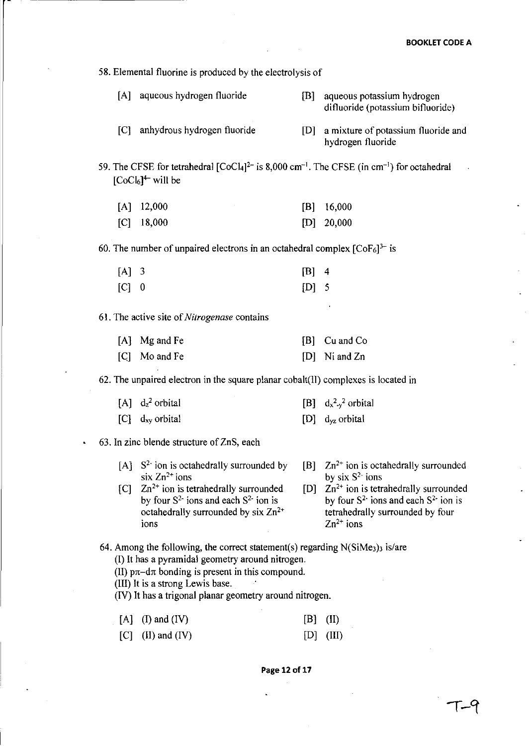58. Elemental fluorine is produced by the electrolysis of

[A] aqueous hydrogen fluoride

[B] aqueous potassium hydrogen difluoride (potassium bifluoride)

[C] anhydrous hydrogen fluoride

[D] a mixture of potassium fluoride and hydrogen fluoride

59. The CFSE for tetrahedral $[CoCl_4]^{2-}$ is 8,000 $cm^{-1}$. The CFSE (in $cm^{-1}$) for octahedral $[CoCl_6]^{4-}$ will be

[A] 12,000

[B] 16,000

[C] 18,000

[D] 20,000

60. The number of unpaired electrons in an octahedral complex $[CoF_6]^{3-}$ is

[A] 3

[B] 4

[C] 0

[D] 5

61. The active site of *Nitrogenase* contains

[A] Mg and Fe

[B] Cu and Co

[C] Mo and Fe

[D] Ni and Zn

62. The unpaired electron in the square planar cobalt(II) complexes is located in

[A] $d_{z^2}$ orbital

[B] $d_{x^2-y^2}$ orbital

[C] $d_{xy}$ orbital

[D] $d_{yz}$ orbital

63. In zinc blende structure of ZnS, each

[A] $S^{2-}$ ion is octahedrally surrounded by six $Zn^{2+}$ ions

[B] $Zn^{2+}$ ion is octahedrally surrounded by six $S^{2-}$ ions

[C] $Zn^{2+}$ ion is tetrahedrally surrounded by four $S^{2-}$ ions and each $S^{2-}$ ion is octahedrally surrounded by six $Zn^{2+}$ ions

[D] $Zn^{2+}$ ion is tetrahedrally surrounded by four $S^{2-}$ ions and each $S^{2-}$ ion is tetrahedrally surrounded by four $Zn^{2+}$ ions

64. Among the following, the correct statement(s) regarding $N(SiMe_3)_3$ is/are

(I) It has a pyramidal geometry around nitrogen.

(II) $p\pi$–$d\pi$ bonding is present in this compound.

(III) It is a strong Lewis base.

(IV) It has a trigonal planar geometry around nitrogen.

[A] (I) and (IV)

[B] (II)

[C] (II) and (IV)

[D] (III)

T-9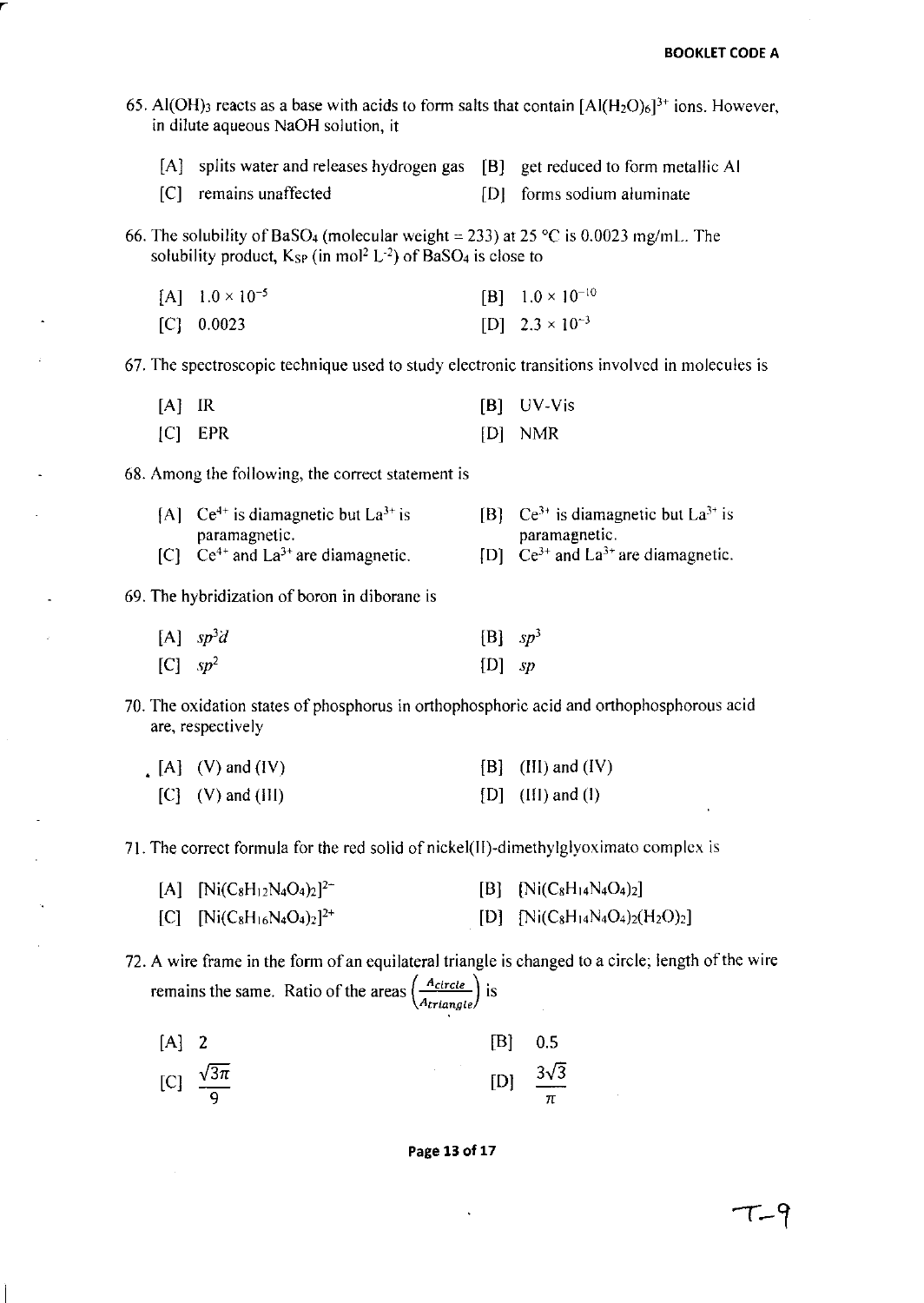65. $Al(OH)_3$ reacts as a base with acids to form salts that contain $[Al(H_2O)_6]^{3+}$ ions. However, in dilute aqueous NaOH solution, it

[A] splits water and releases hydrogen gas
[B] get reduced to form metallic Al
[C] remains unaffected
[D] forms sodium aluminate

66. The solubility of $BaSO_4$ (molecular weight = 233) at 25 °C is 0.0023 mg/mL. The solubility product, $K_{SP}$ (in mol$^2$ L$^{-2}$) of $BaSO_4$ is close to

[A] $1.0 \times 10^{-5}$
[B] $1.0 \times 10^{-10}$
[C] 0.0023
[D] $2.3 \times 10^{-3}$

67. The spectroscopic technique used to study electronic transitions involved in molecules is

[A] IR
[B] UV-Vis
[C] EPR
[D] NMR

68. Among the following, the correct statement is

[A] $Ce^{4+}$ is diamagnetic but $La^{3+}$ is paramagnetic.
[B] $Ce^{3+}$ is diamagnetic but $La^{3+}$ is paramagnetic.
[C] $Ce^{4+}$ and $La^{3+}$ are diamagnetic.
[D] $Ce^{3+}$ and $La^{3+}$ are diamagnetic.

69. The hybridization of boron in diborane is

[A] $sp^3d$
[B] $sp^3$
[C] $sp^2$
[D] $sp$

70. The oxidation states of phosphorus in orthophosphoric acid and orthophosphorous acid are, respectively

[A] (V) and (IV)
[B] (III) and (IV)
[C] (V) and (III)
[D] (III) and (I)

71. The correct formula for the red solid of nickel(II)-dimethylglyoximato complex is

[A] $[Ni(C_8H_{12}N_4O_4)_2]^{2-}$
[B] $[Ni(C_8H_{14}N_4O_4)_2]$
[C] $[Ni(C_8H_{16}N_4O_4)_2]^{2+}$
[D] $[Ni(C_8H_{14}N_4O_4)_2(H_2O)_2]$

72. A wire frame in the form of an equilateral triangle is changed to a circle; length of the wire remains the same. Ratio of the areas $\left(\frac{A_{circle}}{A_{triangle}}\right)$ is

[A] 2
[B] 0.5
[C] $\frac{\sqrt{3}\pi}{9}$
[D] $\frac{3\sqrt{3}}{\pi}$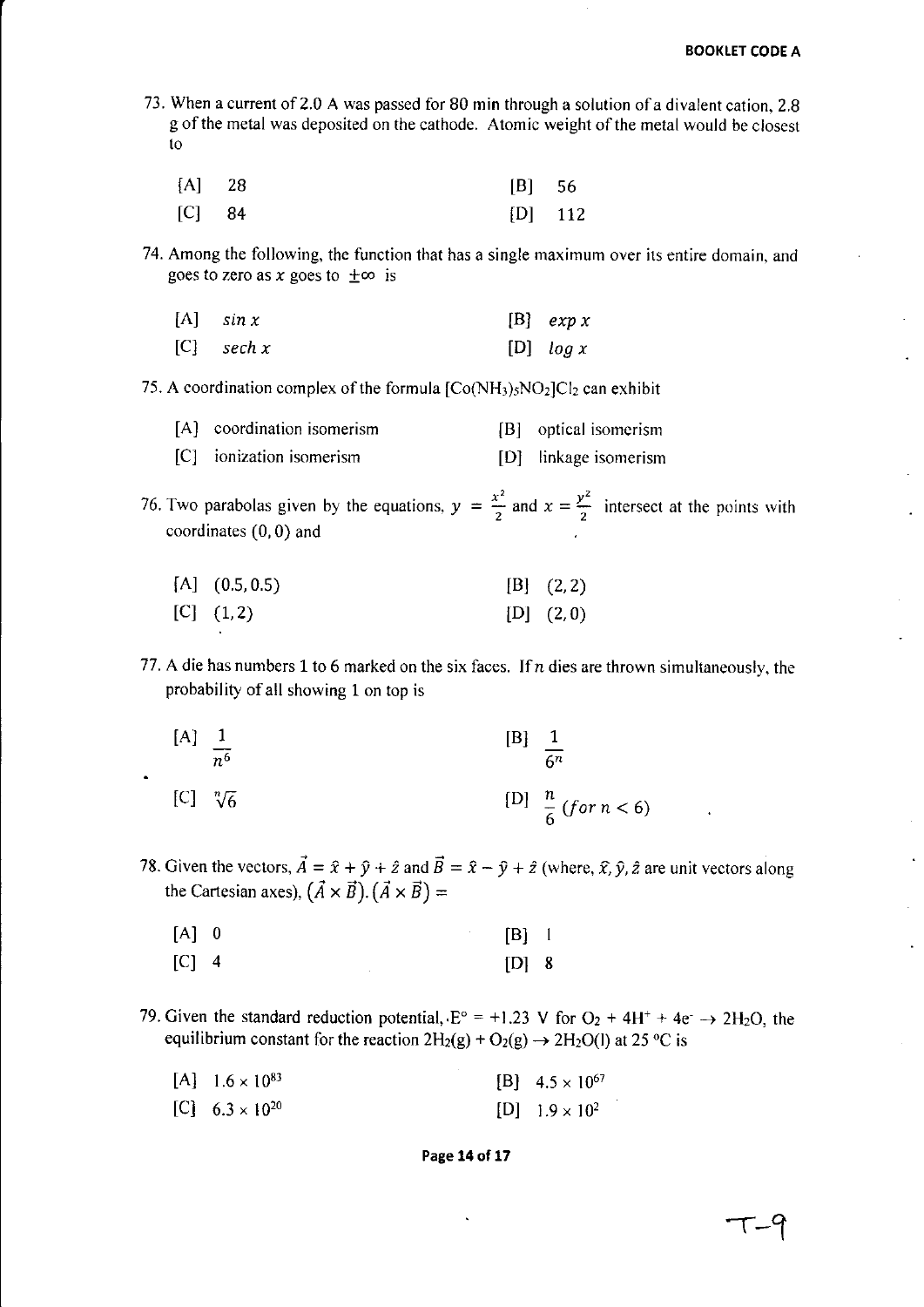73. When a current of 2.0 A was passed for 80 min through a solution of a divalent cation, 2.8 g of the metal was deposited on the cathode. Atomic weight of the metal would be closest to

| | |
|---|---|
| [A] 28 | [B] 56 |
| [C] 84 | [D] 112 |

74. Among the following, the function that has a single maximum over its entire domain, and goes to zero as $x$ goes to $\pm\infty$ is

| | |
|---|---|
| [A] $\sin x$ | [B] $\exp x$ |
| [C] $\operatorname{sech} x$ | [D] $\log x$ |

75. A coordination complex of the formula $[Co(NH_3)_5NO_2]Cl_2$ can exhibit

| | |
|---|---|
| [A] coordination isomerism | [B] optical isomerism |
| [C] ionization isomerism | [D] linkage isomerism |

76. Two parabolas given by the equations, $y = \frac{x^2}{2}$ and $x = \frac{y^2}{2}$ intersect at the points with coordinates $(0, 0)$ and

| | |
|---|---|
| [A] $(0.5, 0.5)$ | [B] $(2, 2)$ |
| [C] $(1, 2)$ | [D] $(2, 0)$ |

77. A die has numbers 1 to 6 marked on the six faces. If $n$ dies are thrown simultaneously, the probability of all showing 1 on top is

| | |
|---|---|
| [A] $\frac{1}{n^6}$ | [B] $\frac{1}{6^n}$ |
| [C] $\sqrt[n]{6}$ | [D] $\frac{n}{6}$ $(for\ n < 6)$ |

78. Given the vectors, $\vec{A} = \hat{x} + \hat{y} + \hat{z}$ and $\vec{B} = \hat{x} - \hat{y} + \hat{z}$ (where, $\hat{x}, \hat{y}, \hat{z}$ are unit vectors along the Cartesian axes), $(\vec{A} \times \vec{B}).(\vec{A} \times \vec{B}) =$

| | |
|---|---|
| [A] 0 | [B] 1 |
| [C] 4 | [D] 8 |

79. Given the standard reduction potential, $E^\circ = +1.23$ V for $O_2 + 4H^+ + 4e^- \rightarrow 2H_2O$, the equilibrium constant for the reaction $2H_2(g) + O_2(g) \rightarrow 2H_2O(l)$ at 25 °C is

| | |
|---|---|
| [A] $1.6 \times 10^{83}$ | [B] $4.5 \times 10^{67}$ |
| [C] $6.3 \times 10^{20}$ | [D] $1.9 \times 10^{2}$ |

T-9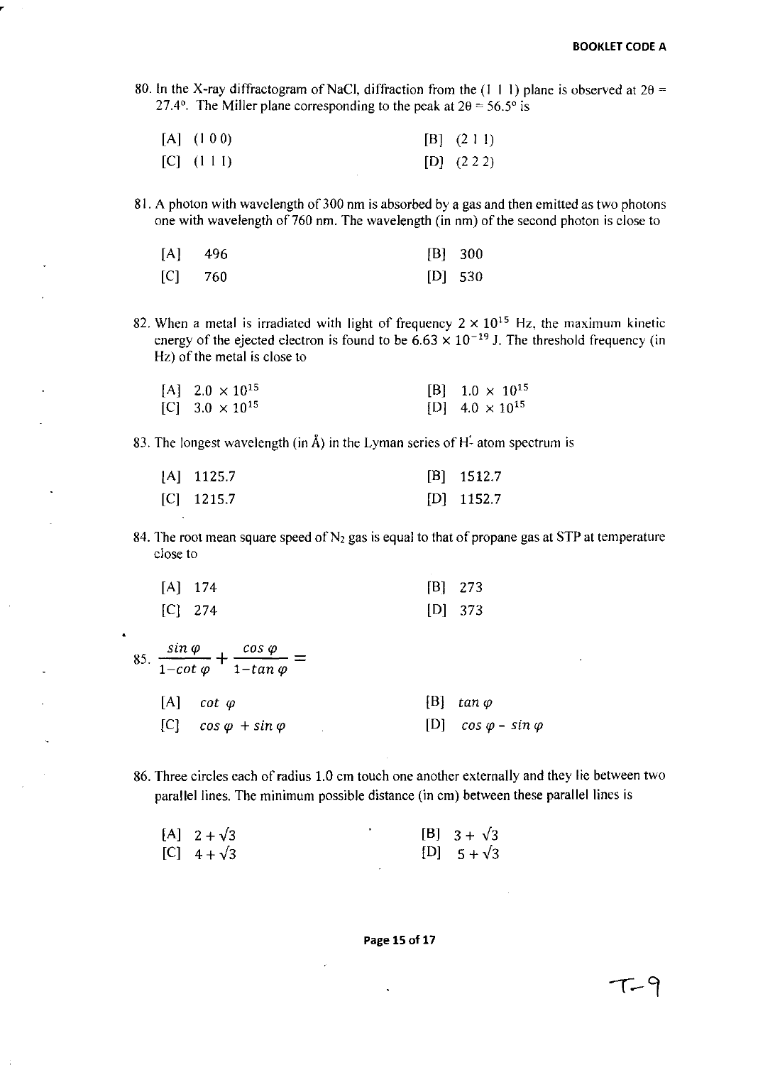**BOOKLET CODE A**

80. In the X-ray diffractogram of NaCl, diffraction from the (1 1 1) plane is observed at $2\theta = 27.4^{o}$. The Miller plane corresponding to the peak at $2\theta = 56.5^{o}$ is

[A] (1 0 0) [B] (2 1 1)
[C] (1 1 1) [D] (2 2 2)

81. A photon with wavelength of 300 nm is absorbed by a gas and then emitted as two photons one with wavelength of 760 nm. The wavelength (in nm) of the second photon is close to

[A] 496 [B] 300
[C] 760 [D] 530

82. When a metal is irradiated with light of frequency $2 \times 10^{15}$ Hz, the maximum kinetic energy of the ejected electron is found to be $6.63 \times 10^{-19}$ J. The threshold frequency (in Hz) of the metal is close to

[A] $2.0 \times 10^{15}$ [B] $1.0 \times 10^{15}$
[C] $3.0 \times 10^{15}$ [D] $4.0 \times 10^{15}$

83. The longest wavelength (in Å) in the Lyman series of H- atom spectrum is

[A] 1125.7 [B] 1512.7
[C] 1215.7 [D] 1152.7

84. The root mean square speed of $N_2$ gas is equal to that of propane gas at STP at temperature close to

[A] 174 [B] 273
[C] 274 [D] 373

85. $\dfrac{\sin\varphi}{1-\cot\varphi} + \dfrac{\cos\varphi}{1-\tan\varphi} =$

[A] $\cot\varphi$ [B] $\tan\varphi$
[C] $\cos\varphi + \sin\varphi$ [D] $\cos\varphi - \sin\varphi$

86. Three circles each of radius 1.0 cm touch one another externally and they lie between two parallel lines. The minimum possible distance (in cm) between these parallel lines is

[A] $2 + \sqrt{3}$ [B] $3 + \sqrt{3}$
[C] $4 + \sqrt{3}$ [D] $5 + \sqrt{3}$

T-9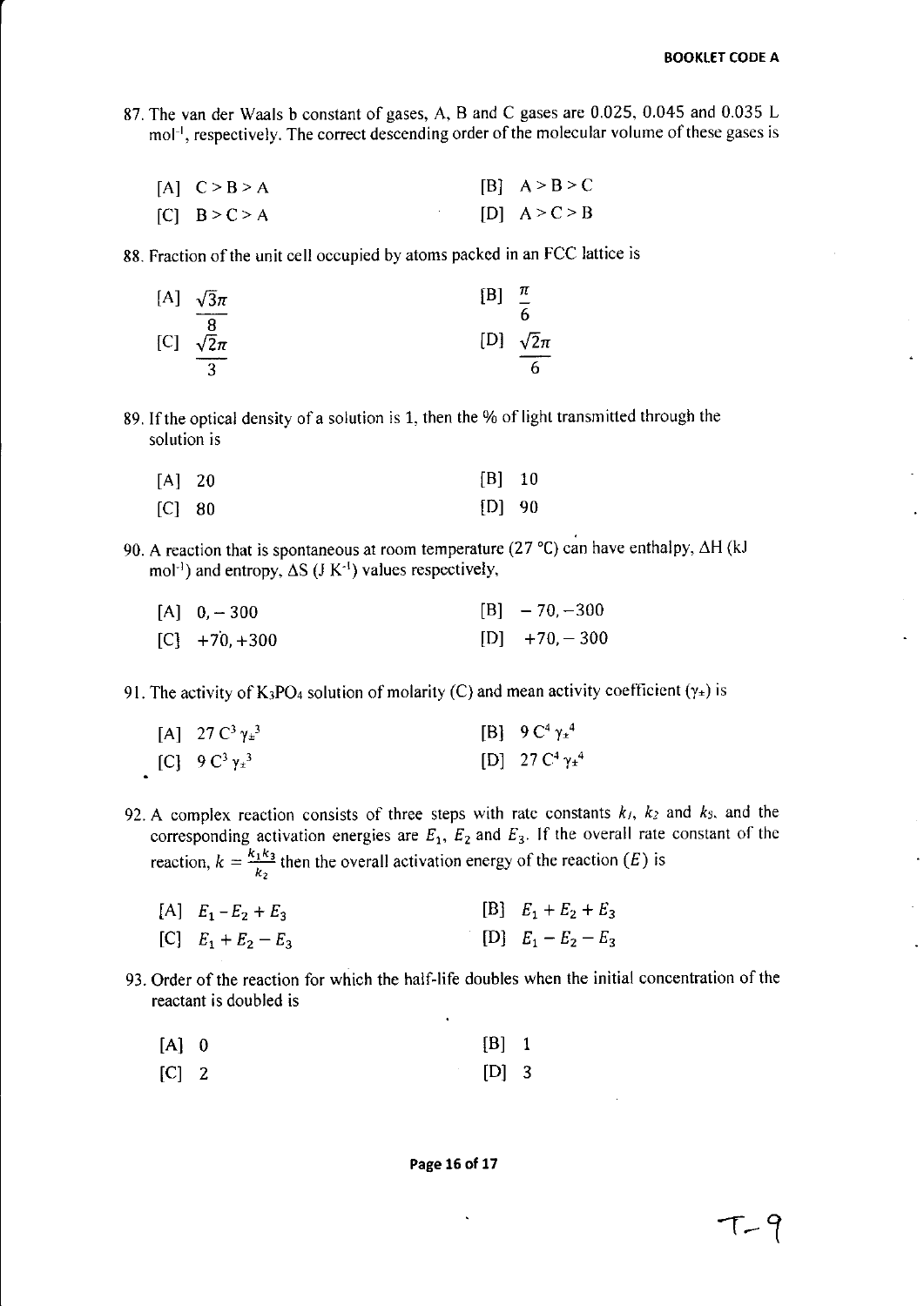87. The van der Waals b constant of gases, A, B and C gases are 0.025, 0.045 and 0.035 L $mol^{-1}$, respectively. The correct descending order of the molecular volume of these gases is

[A] C > B > A  [B] A > B > C
[C] B > C > A  [D] A > C > B

88. Fraction of the unit cell occupied by atoms packed in an FCC lattice is

[A] $\frac{\sqrt{3}\pi}{8}$  [B] $\frac{\pi}{6}$
[C] $\frac{\sqrt{2}\pi}{3}$  [D] $\frac{\sqrt{2}\pi}{6}$

89. If the optical density of a solution is 1, then the % of light transmitted through the solution is

[A] 20  [B] 10
[C] 80  [D] 90

90. A reaction that is spontaneous at room temperature (27 °C) can have enthalpy, ΔH (kJ $mol^{-1}$) and entropy, ΔS (J $K^{-1}$) values respectively,

[A] $0, -300$  [B] $-70, -300$
[C] $+70, +300$  [D] $+70, -300$

91. The activity of $K_3PO_4$ solution of molarity (C) and mean activity coefficient ($\gamma_\pm$) is

[A] $27\, C^3 \gamma_\pm^3$  [B] $9\, C^4 \gamma_\pm^4$
[C] $9\, C^3 \gamma_\pm^3$  [D] $27\, C^4 \gamma_\pm^4$

92. A complex reaction consists of three steps with rate constants $k_1$, $k_2$ and $k_3$, and the corresponding activation energies are $E_1$, $E_2$ and $E_3$. If the overall rate constant of the reaction, $k = \frac{k_1 k_3}{k_2}$ then the overall activation energy of the reaction ($E$) is

[A] $E_1 - E_2 + E_3$  [B] $E_1 + E_2 + E_3$
[C] $E_1 + E_2 - E_3$  [D] $E_1 - E_2 - E_3$

93. Order of the reaction for which the half-life doubles when the initial concentration of the reactant is doubled is

[A] 0  [B] 1
[C] 2  [D] 3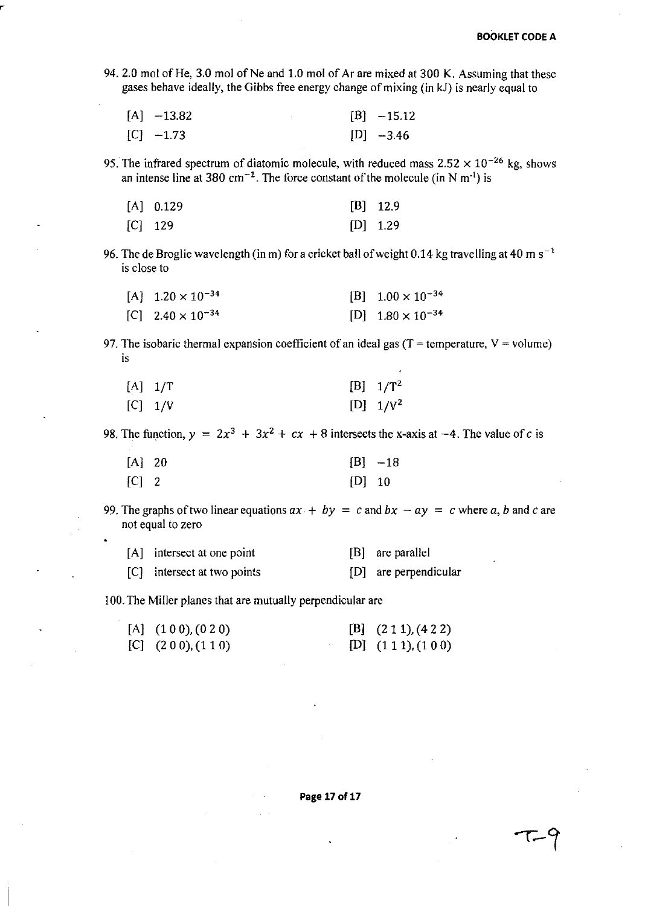94. 2.0 mol of He, 3.0 mol of Ne and 1.0 mol of Ar are mixed at 300 K. Assuming that these gases behave ideally, the Gibbs free energy change of mixing (in kJ) is nearly equal to

| | |
|---|---|
| [A] $-13.82$ | [B] $-15.12$ |
| [C] $-1.73$ | [D] $-3.46$ |

95. The infrared spectrum of diatomic molecule, with reduced mass $2.52 \times 10^{-26}$ kg, shows an intense line at 380 $cm^{-1}$. The force constant of the molecule (in N $m^{-1}$) is

| | |
|---|---|
| [A] 0.129 | [B] 12.9 |
| [C] 129 | [D] 1.29 |

96. The de Broglie wavelength (in m) for a cricket ball of weight 0.14 kg travelling at 40 m $s^{-1}$ is close to

| | |
|---|---|
| [A] $1.20 \times 10^{-34}$ | [B] $1.00 \times 10^{-34}$ |
| [C] $2.40 \times 10^{-34}$ | [D] $1.80 \times 10^{-34}$ |

97. The isobaric thermal expansion coefficient of an ideal gas (T = temperature, V = volume) is

| | |
|---|---|
| [A] $1/T$ | [B] $1/T^2$ |
| [C] $1/V$ | [D] $1/V^2$ |

98. The function, $y = 2x^3 + 3x^2 + cx + 8$ intersects the x-axis at $-4$. The value of $c$ is

| | |
|---|---|
| [A] 20 | [B] $-18$ |
| [C] 2 | [D] 10 |

99. The graphs of two linear equations $ax + by = c$ and $bx - ay = c$ where $a$, $b$ and $c$ are not equal to zero

| | |
|---|---|
| [A] intersect at one point | [B] are parallel |
| [C] intersect at two points | [D] are perpendicular |

100. The Miller planes that are mutually perpendicular are

| | |
|---|---|
| [A] (1 0 0), (0 2 0) | [B] (2 1 1), (4 2 2) |
| [C] (2 0 0), (1 1 0) | [D] (1 1 1), (1 0 0) |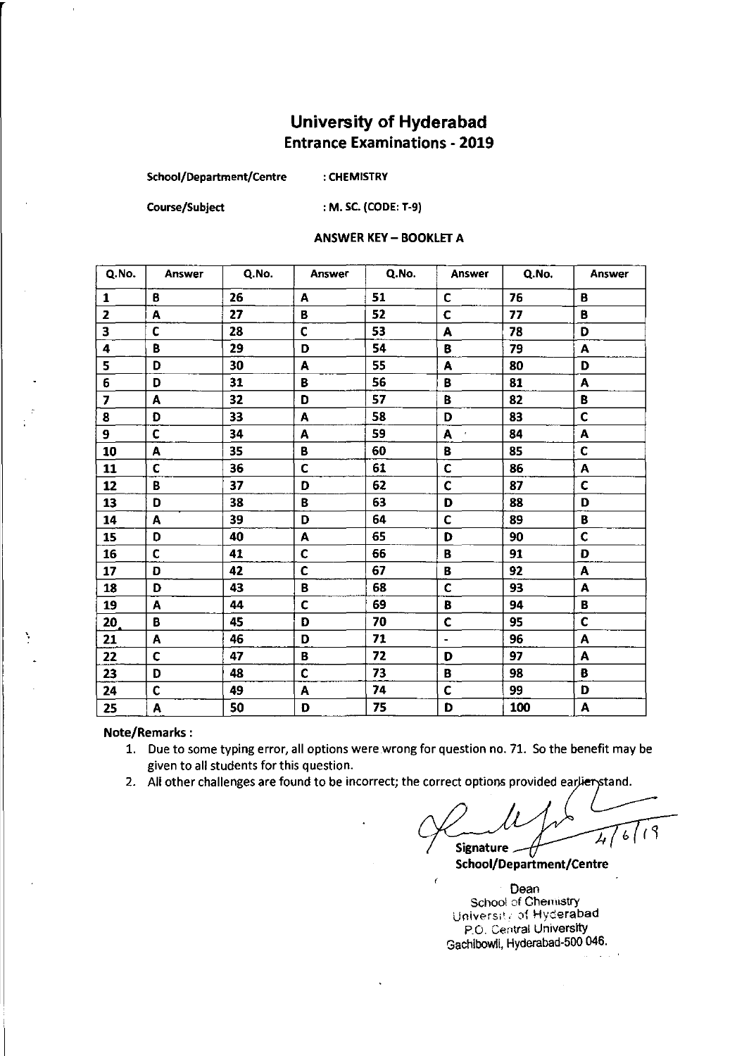# University of Hyderabad
## Entrance Examinations - 2019

**School/Department/Centre** : **CHEMISTRY**

**Course/Subject** : **M. SC. (CODE: T-9)**

**ANSWER KEY – BOOKLET A**

| Q.No. | Answer | Q.No. | Answer | Q.No. | Answer | Q.No. | Answer |
|---|---|---|---|---|---|---|---|
| 1 | B | 26 | A | 51 | C | 76 | B |
| 2 | A | 27 | B | 52 | C | 77 | B |
| 3 | C | 28 | C | 53 | A | 78 | D |
| 4 | B | 29 | D | 54 | B | 79 | A |
| 5 | D | 30 | A | 55 | A | 80 | D |
| 6 | D | 31 | B | 56 | B | 81 | A |
| 7 | A | 32 | D | 57 | B | 82 | B |
| 8 | D | 33 | A | 58 | D | 83 | C |
| 9 | C | 34 | A | 59 | A | 84 | A |
| 10 | A | 35 | B | 60 | B | 85 | C |
| 11 | C | 36 | C | 61 | C | 86 | A |
| 12 | B | 37 | D | 62 | C | 87 | C |
| 13 | D | 38 | B | 63 | D | 88 | D |
| 14 | A | 39 | D | 64 | C | 89 | B |
| 15 | D | 40 | A | 65 | D | 90 | C |
| 16 | C | 41 | C | 66 | B | 91 | D |
| 17 | D | 42 | C | 67 | B | 92 | A |
| 18 | D | 43 | B | 68 | C | 93 | A |
| 19 | A | 44 | C | 69 | B | 94 | B |
| 20 | B | 45 | D | 70 | C | 95 | C |
| 21 | A | 46 | D | 71 | - | 96 | A |
| 22 | C | 47 | B | 72 | D | 97 | A |
| 23 | D | 48 | C | 73 | B | 98 | B |
| 24 | C | 49 | A | 74 | C | 99 | D |
| 25 | A | 50 | D | 75 | D | 100 | A |

**Note/Remarks :**

1. Due to some typing error, all options were wrong for question no. 71. So the benefit may be given to all students for this question.
2. All other challenges are found to be incorrect; the correct options provided earlier stand.

4/6/19

**Signature**

**School/Department/Centre**

Dean
School of Chemistry
University of Hyderabad
P.O. Central University
Gachibowli, Hyderabad-500 046.